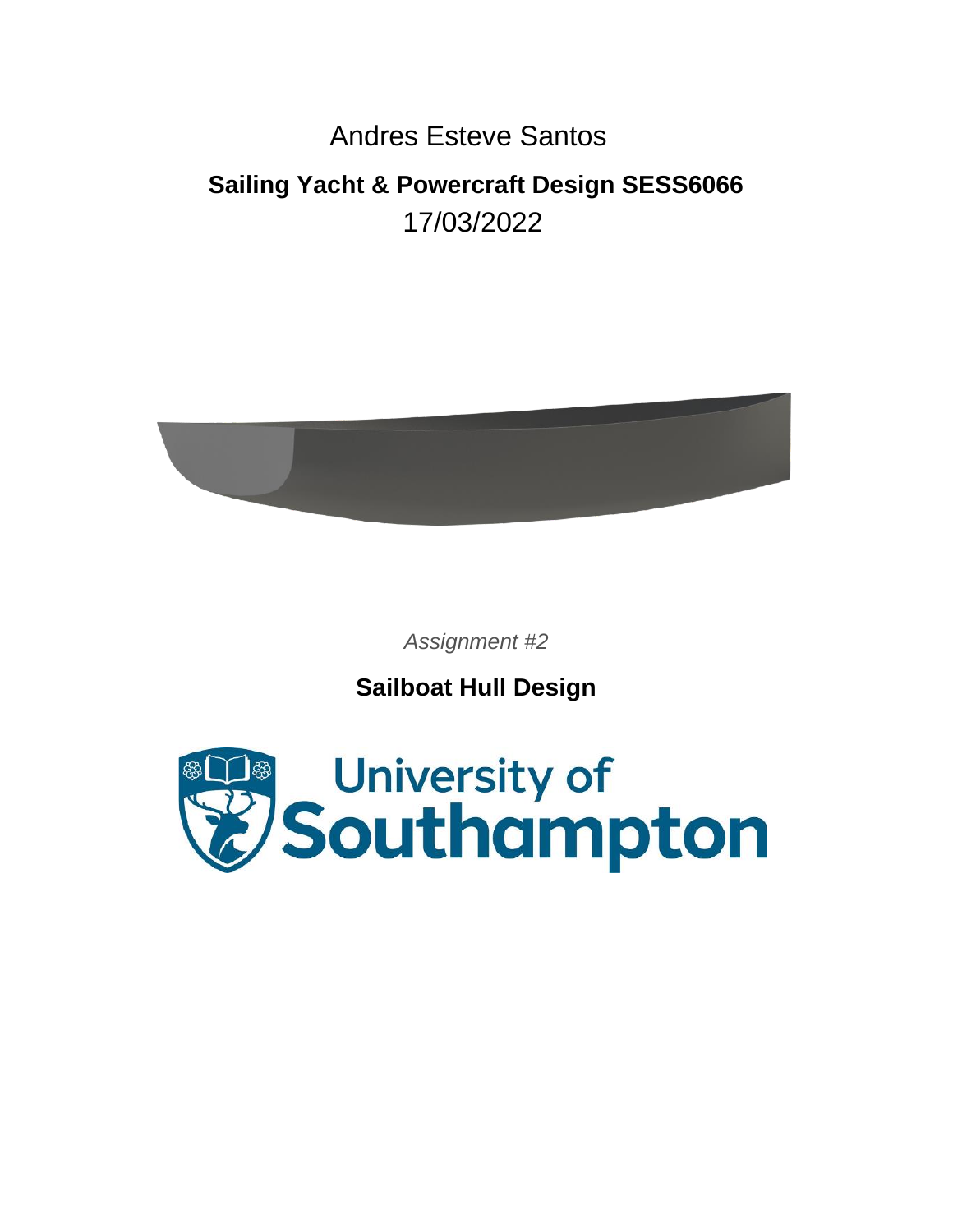Andres Esteve Santos

**Sailing Yacht & Powercraft Design SESS6066**

17/03/2022

*Assignment #2*

**Sailboat Hull Design**

University of Southampton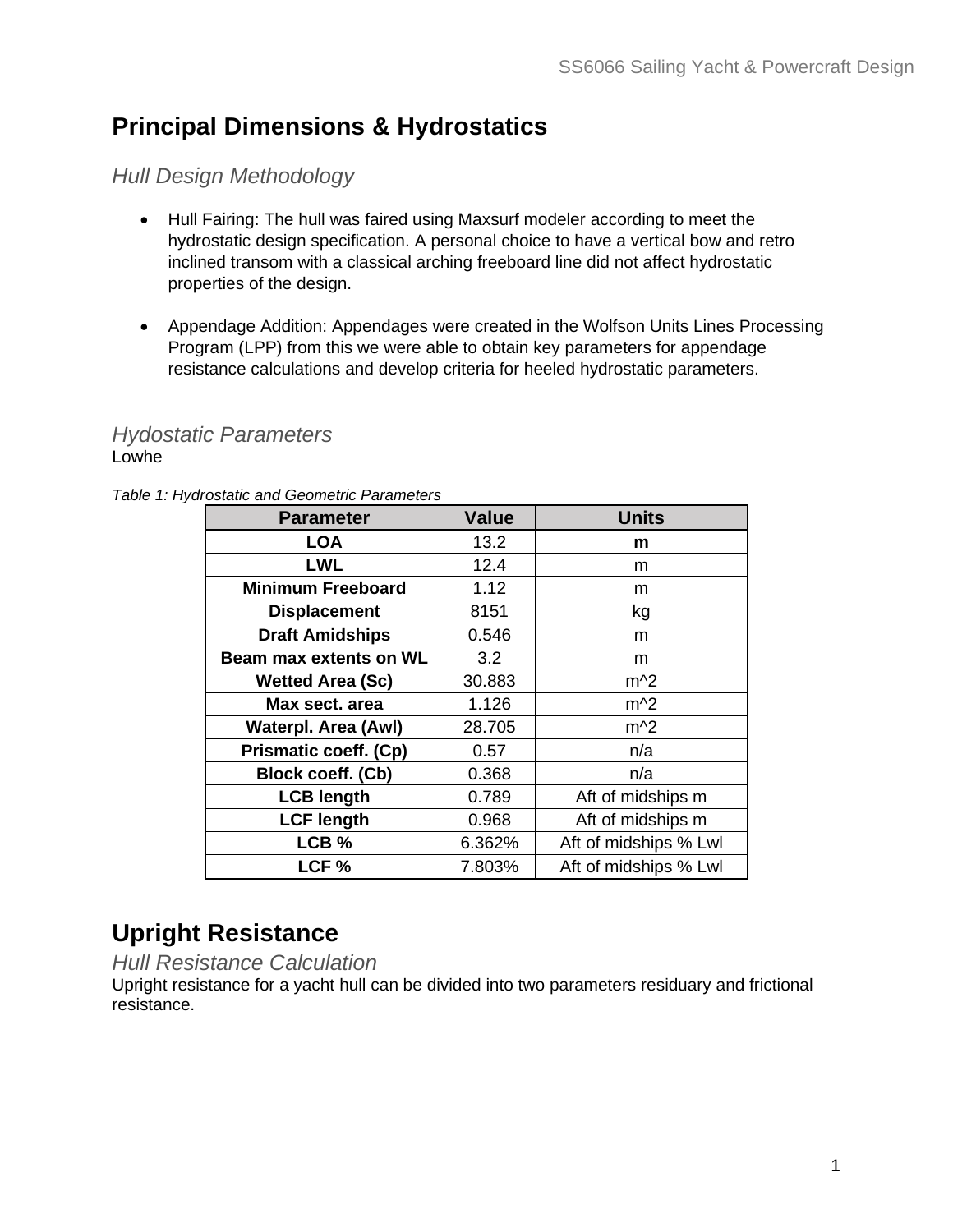# Principal Dimensions & Hydrostatics

## *Hull Design Methodology*

- Hull Fairing: The hull was faired using Maxsurf modeler according to meet the hydrostatic design specification. A personal choice to have a vertical bow and retro inclined transom with a classical arching freeboard line did not affect hydrostatic properties of the design.

- Appendage Addition: Appendages were created in the Wolfson Units Lines Processing Program (LPP) from this we were able to obtain key parameters for appendage resistance calculations and develop criteria for heeled hydrostatic parameters.

## *Hydostatic Parameters*

Lowhe

*Table 1: Hydrostatic and Geometric Parameters*

| Parameter | Value | Units |
|---|---|---|
| **LOA** | 13.2 | **m** |
| **LWL** | 12.4 | m |
| **Minimum Freeboard** | 1.12 | m |
| **Displacement** | 8151 | kg |
| **Draft Amidships** | 0.546 | m |
| **Beam max extents on WL** | 3.2 | m |
| **Wetted Area (Sc)** | 30.883 | m^2 |
| **Max sect. area** | 1.126 | m^2 |
| **Waterpl. Area (Awl)** | 28.705 | m^2 |
| **Prismatic coeff. (Cp)** | 0.57 | n/a |
| **Block coeff. (Cb)** | 0.368 | n/a |
| **LCB length** | 0.789 | Aft of midships m |
| **LCF length** | 0.968 | Aft of midships m |
| **LCB %** | 6.362% | Aft of midships % Lwl |
| **LCF %** | 7.803% | Aft of midships % Lwl |

# Upright Resistance

## *Hull Resistance Calculation*

Upright resistance for a yacht hull can be divided into two parameters residuary and frictional resistance.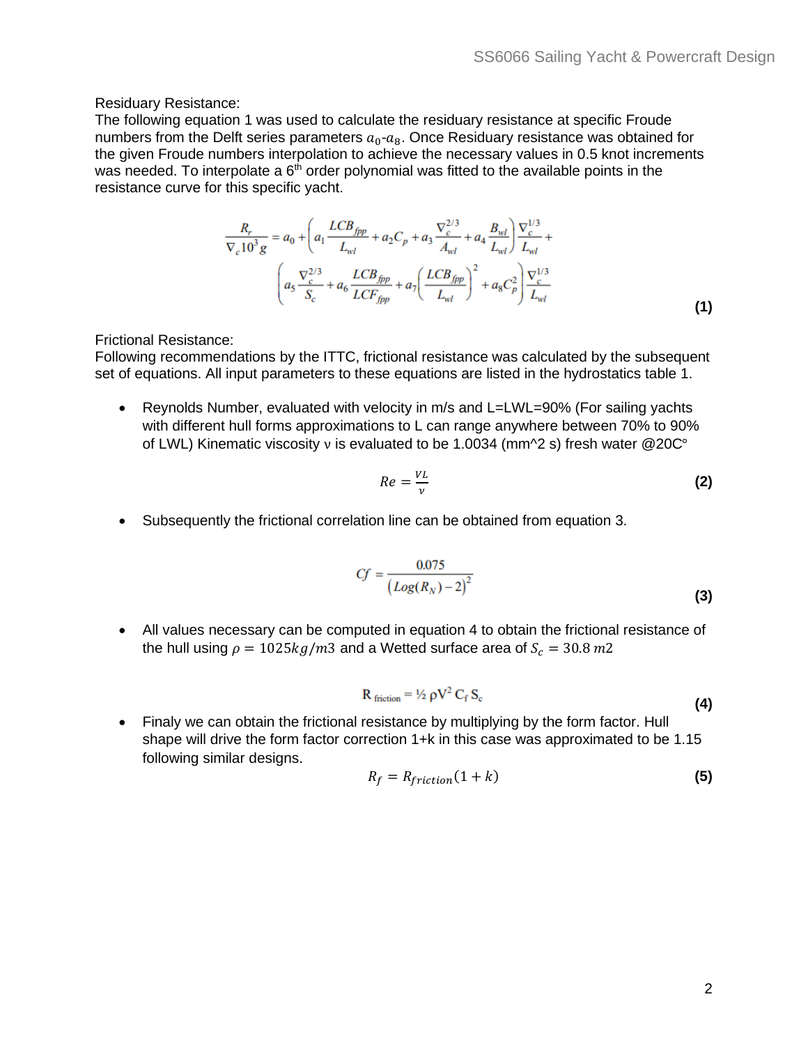Residuary Resistance:

The following equation 1 was used to calculate the residuary resistance at specific Froude numbers from the Delft series parameters $a_0$-$a_8$. Once Residuary resistance was obtained for the given Froude numbers interpolation to achieve the necessary values in 0.5 knot increments was needed. To interpolate a 6[th] order polynomial was fitted to the available points in the resistance curve for this specific yacht.

$$\frac{R_r}{\nabla_c 10^3 g} = a_0 + \left( a_1 \frac{LCB_{fpp}}{L_{wl}} + a_2 C_p + a_3 \frac{\nabla_c^{2/3}}{A_{wl}} + a_4 \frac{B_{wl}}{L_{wl}} \right) \frac{\nabla_c^{1/3}}{L_{wl}} + \left( a_5 \frac{\nabla_c^{2/3}}{S_c} + a_6 \frac{LCB_{fpp}}{LCF_{fpp}} + a_7 \left( \frac{LCB_{fpp}}{L_{wl}} \right)^2 + a_8 C_p^2 \right) \frac{\nabla_c^{1/3}}{L_{wl}} \quad \textbf{(1)}$$

Frictional Resistance:

Following recommendations by the ITTC, frictional resistance was calculated by the subsequent set of equations. All input parameters to these equations are listed in the hydrostatics table 1.

- Reynolds Number, evaluated with velocity in m/s and L=LWL=90% (For sailing yachts with different hull forms approximations to L can range anywhere between 70% to 90% of LWL) Kinematic viscosity ν is evaluated to be 1.0034 (mm^2 s) fresh water @20C°

$$Re = \frac{VL}{\nu} \quad \textbf{(2)}$$

- Subsequently the frictional correlation line can be obtained from equation 3.

$$Cf = \frac{0.075}{\left( Log(R_N) - 2 \right)^2} \quad \textbf{(3)}$$

- All values necessary can be computed in equation 4 to obtain the frictional resistance of the hull using $\rho = 1025 kg/m3$ and a Wetted surface area of $S_c = 30.8\ m2$

$$R_{friction} = \tfrac{1}{2} \rho V^2 C_f S_c \quad \textbf{(4)}$$

- Finaly we can obtain the frictional resistance by multiplying by the form factor. Hull shape will drive the form factor correction 1+k in this case was approximated to be 1.15 following similar designs.

$$R_f = R_{friction}(1 + k) \quad \textbf{(5)}$$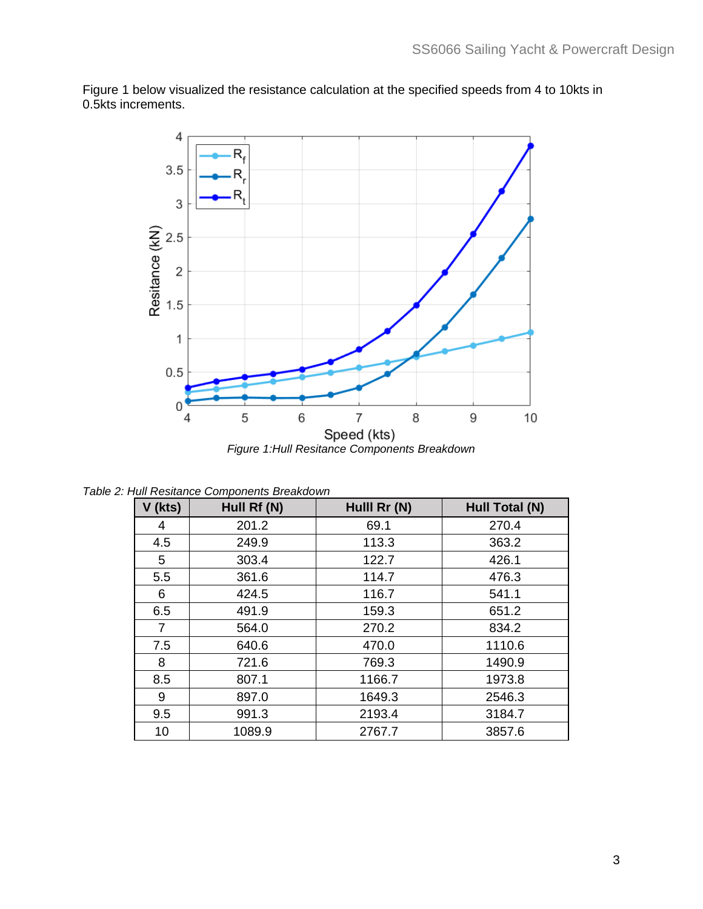Figure 1 below visualized the resistance calculation at the specified speeds from 4 to 10kts in 0.5kts increments.

*Figure 1:Hull Resitance Components Breakdown*

*Table 2: Hull Resitance Components Breakdown*

| V (kts) | Hull Rf (N) | Hulll Rr (N) | Hull Total (N) |
|---|---|---|---|
| 4 | 201.2 | 69.1 | 270.4 |
| 4.5 | 249.9 | 113.3 | 363.2 |
| 5 | 303.4 | 122.7 | 426.1 |
| 5.5 | 361.6 | 114.7 | 476.3 |
| 6 | 424.5 | 116.7 | 541.1 |
| 6.5 | 491.9 | 159.3 | 651.2 |
| 7 | 564.0 | 270.2 | 834.2 |
| 7.5 | 640.6 | 470.0 | 1110.6 |
| 8 | 721.6 | 769.3 | 1490.9 |
| 8.5 | 807.1 | 1166.7 | 1973.8 |
| 9 | 897.0 | 1649.3 | 2546.3 |
| 9.5 | 991.3 | 2193.4 | 3184.7 |
| 10 | 1089.9 | 2767.7 | 3857.6 |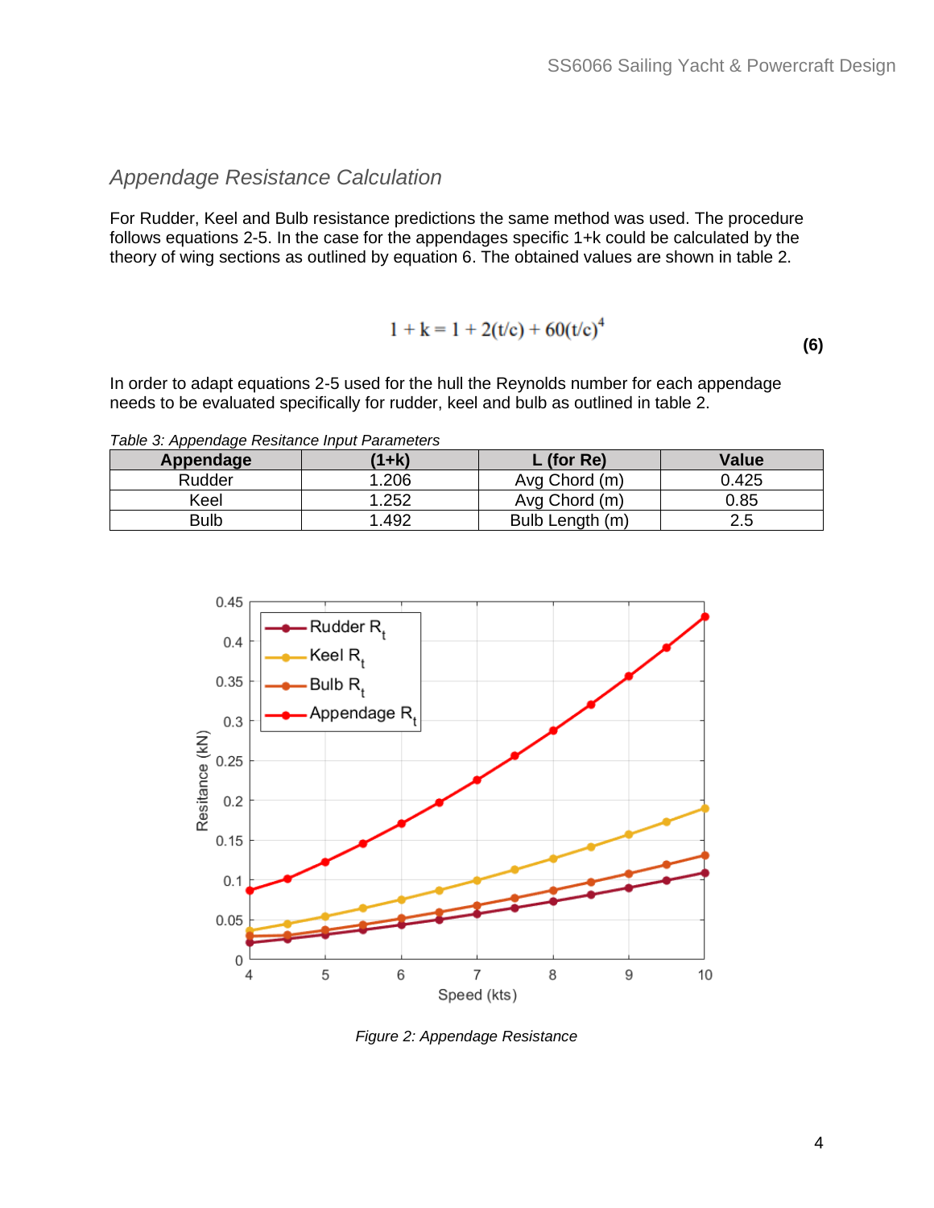## *Appendage Resistance Calculation*

For Rudder, Keel and Bulb resistance predictions the same method was used. The procedure follows equations 2-5. In the case for the appendages specific 1+k could be calculated by the theory of wing sections as outlined by equation 6. The obtained values are shown in table 2.

$$1 + k = 1 + 2(t/c) + 60(t/c)^4 \tag{6}$$

In order to adapt equations 2-5 used for the hull the Reynolds number for each appendage needs to be evaluated specifically for rudder, keel and bulb as outlined in table 2.

*Table 3: Appendage Resitance Input Parameters*

| Appendage | (1+k) | L (for Re) | Value |
|---|---|---|---|
| Rudder | 1.206 | Avg Chord (m) | 0.425 |
| Keel | 1.252 | Avg Chord (m) | 0.85 |
| Bulb | 1.492 | Bulb Length (m) | 2.5 |

*Figure 2: Appendage Resistance*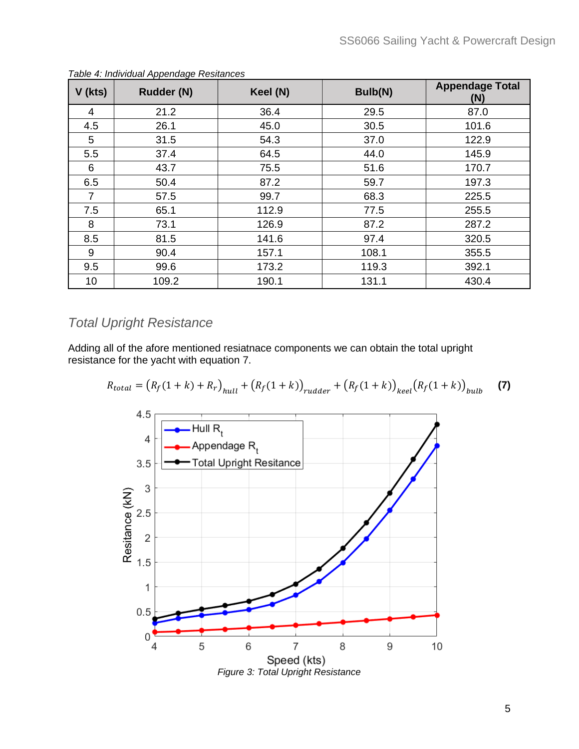*Table 4: Individual Appendage Resitances*

| V (kts) | Rudder (N) | Keel (N) | Bulb(N) | Appendage Total (N) |
|---|---|---|---|---|
| 4 | 21.2 | 36.4 | 29.5 | 87.0 |
| 4.5 | 26.1 | 45.0 | 30.5 | 101.6 |
| 5 | 31.5 | 54.3 | 37.0 | 122.9 |
| 5.5 | 37.4 | 64.5 | 44.0 | 145.9 |
| 6 | 43.7 | 75.5 | 51.6 | 170.7 |
| 6.5 | 50.4 | 87.2 | 59.7 | 197.3 |
| 7 | 57.5 | 99.7 | 68.3 | 225.5 |
| 7.5 | 65.1 | 112.9 | 77.5 | 255.5 |
| 8 | 73.1 | 126.9 | 87.2 | 287.2 |
| 8.5 | 81.5 | 141.6 | 97.4 | 320.5 |
| 9 | 90.4 | 157.1 | 108.1 | 355.5 |
| 9.5 | 99.6 | 173.2 | 119.3 | 392.1 |
| 10 | 109.2 | 190.1 | 131.1 | 430.4 |

## *Total Upright Resistance*

Adding all of the afore mentioned resiatnace components we can obtain the total upright resistance for the yacht with equation 7.

$$R_{total} = \left(R_f(1+k) + R_r\right)_{hull} + \left(R_f(1+k)\right)_{rudder} + \left(R_f(1+k)\right)_{keel}\left(R_f(1+k)\right)_{bulb} \quad \textbf{(7)}$$

*Figure 3: Total Upright Resistance*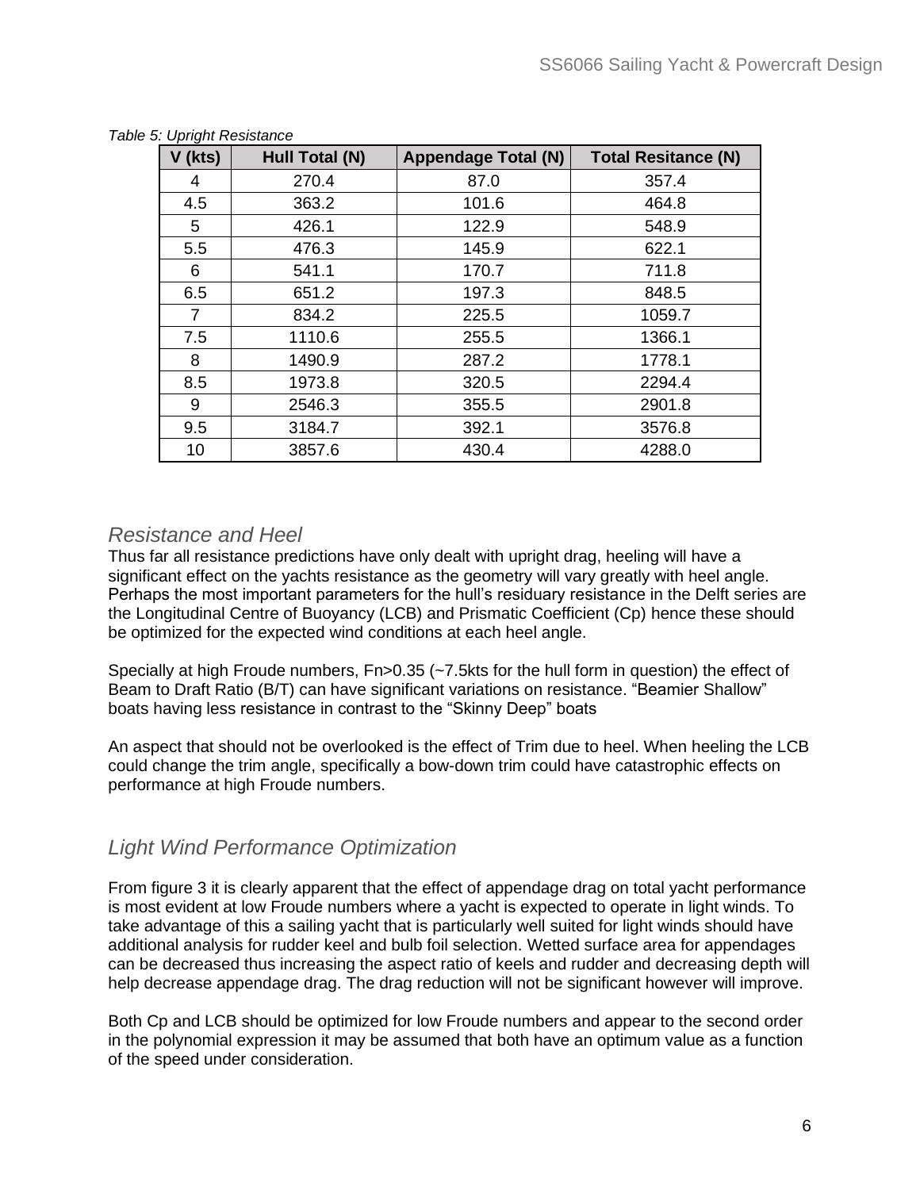*Table 5: Upright Resistance*

| V (kts) | Hull Total (N) | Appendage Total (N) | Total Resitance (N) |
|---|---|---|---|
| 4 | 270.4 | 87.0 | 357.4 |
| 4.5 | 363.2 | 101.6 | 464.8 |
| 5 | 426.1 | 122.9 | 548.9 |
| 5.5 | 476.3 | 145.9 | 622.1 |
| 6 | 541.1 | 170.7 | 711.8 |
| 6.5 | 651.2 | 197.3 | 848.5 |
| 7 | 834.2 | 225.5 | 1059.7 |
| 7.5 | 1110.6 | 255.5 | 1366.1 |
| 8 | 1490.9 | 287.2 | 1778.1 |
| 8.5 | 1973.8 | 320.5 | 2294.4 |
| 9 | 2546.3 | 355.5 | 2901.8 |
| 9.5 | 3184.7 | 392.1 | 3576.8 |
| 10 | 3857.6 | 430.4 | 4288.0 |

## *Resistance and Heel*

Thus far all resistance predictions have only dealt with upright drag, heeling will have a significant effect on the yachts resistance as the geometry will vary greatly with heel angle. Perhaps the most important parameters for the hull's residuary resistance in the Delft series are the Longitudinal Centre of Buoyancy (LCB) and Prismatic Coefficient (Cp) hence these should be optimized for the expected wind conditions at each heel angle.

Specially at high Froude numbers, Fn>0.35 (~7.5kts for the hull form in question) the effect of Beam to Draft Ratio (B/T) can have significant variations on resistance. "Beamier Shallow" boats having less resistance in contrast to the "Skinny Deep" boats

An aspect that should not be overlooked is the effect of Trim due to heel. When heeling the LCB could change the trim angle, specifically a bow-down trim could have catastrophic effects on performance at high Froude numbers.

## *Light Wind Performance Optimization*

From figure 3 it is clearly apparent that the effect of appendage drag on total yacht performance is most evident at low Froude numbers where a yacht is expected to operate in light winds. To take advantage of this a sailing yacht that is particularly well suited for light winds should have additional analysis for rudder keel and bulb foil selection. Wetted surface area for appendages can be decreased thus increasing the aspect ratio of keels and rudder and decreasing depth will help decrease appendage drag. The drag reduction will not be significant however will improve.

Both Cp and LCB should be optimized for low Froude numbers and appear to the second order in the polynomial expression it may be assumed that both have an optimum value as a function of the speed under consideration.